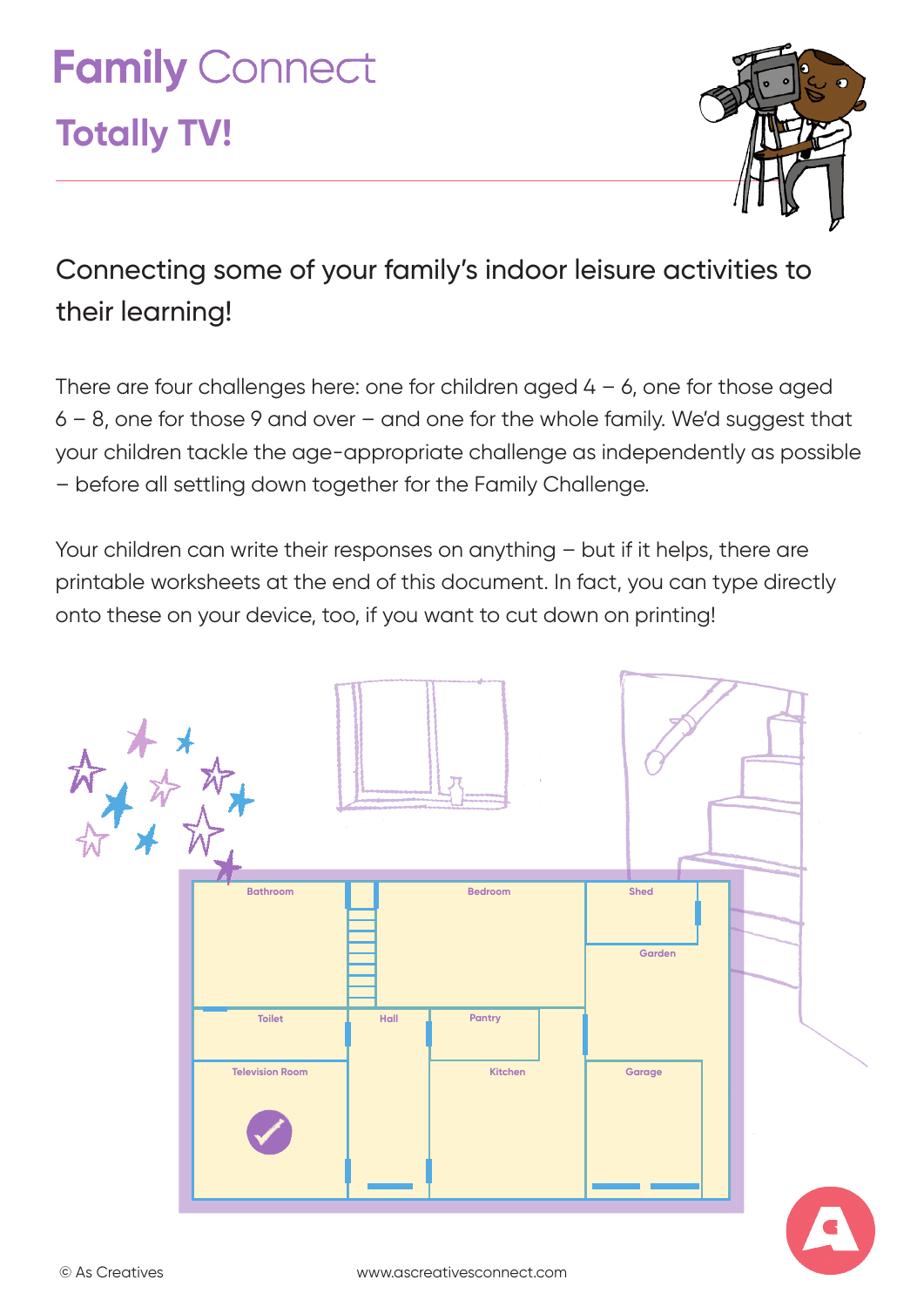# Family Connect

## Totally TV!

### Connecting some of your family's indoor leisure activities to their learning!

There are four challenges here: one for children aged 4 – 6, one for those aged 6 – 8, one for those 9 and over – and one for the whole family. We'd suggest that your children tackle the age-appropriate challenge as independently as possible – before all settling down together for the Family Challenge.

Your children can write their responses on anything – but if it helps, there are printable worksheets at the end of this document. In fact, you can type directly onto these on your device, too, if you want to cut down on printing!

Bathroom, Bedroom, Shed, Garden, Toilet, Hall, Pantry, Television Room, Kitchen, Garage

© As Creatives www.ascreativesconnect.com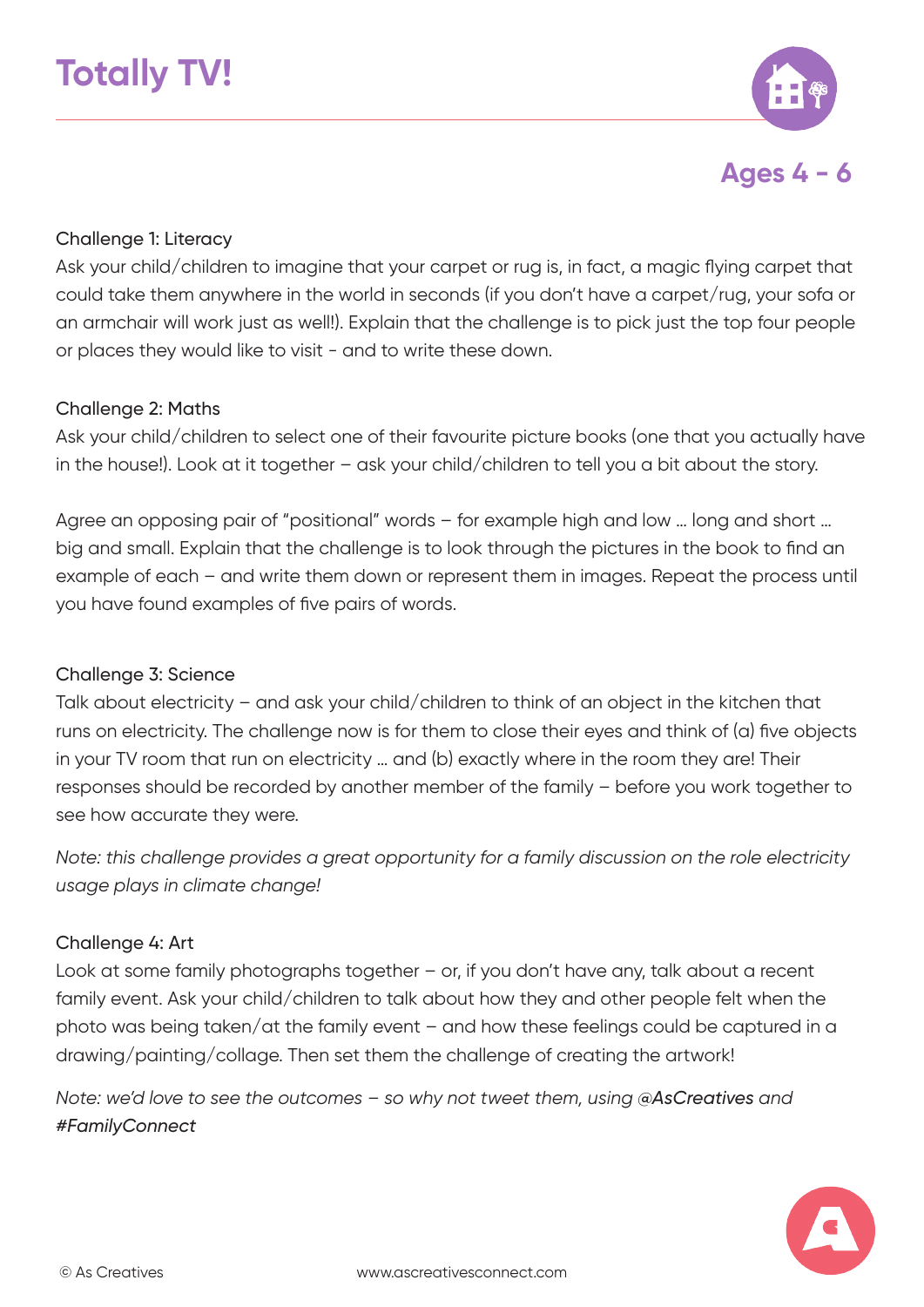# Totally TV!

## Ages 4 - 6

Challenge 1: Literacy

Ask your child/children to imagine that your carpet or rug is, in fact, a magic flying carpet that could take them anywhere in the world in seconds (if you don't have a carpet/rug, your sofa or an armchair will work just as well!). Explain that the challenge is to pick just the top four people or places they would like to visit - and to write these down.

Challenge 2: Maths

Ask your child/children to select one of their favourite picture books (one that you actually have in the house!). Look at it together – ask your child/children to tell you a bit about the story.

Agree an opposing pair of "positional" words – for example high and low … long and short … big and small. Explain that the challenge is to look through the pictures in the book to find an example of each – and write them down or represent them in images. Repeat the process until you have found examples of five pairs of words.

Challenge 3: Science

Talk about electricity – and ask your child/children to think of an object in the kitchen that runs on electricity. The challenge now is for them to close their eyes and think of (a) five objects in your TV room that run on electricity … and (b) exactly where in the room they are! Their responses should be recorded by another member of the family – before you work together to see how accurate they were.

*Note: this challenge provides a great opportunity for a family discussion on the role electricity usage plays in climate change!*

Challenge 4: Art

Look at some family photographs together – or, if you don't have any, talk about a recent family event. Ask your child/children to talk about how they and other people felt when the photo was being taken/at the family event – and how these feelings could be captured in a drawing/painting/collage. Then set them the challenge of creating the artwork!

*Note: we'd love to see the outcomes – so why not tweet them, using @AsCreatives and #FamilyConnect*

© As Creatives www.ascreativesconnect.com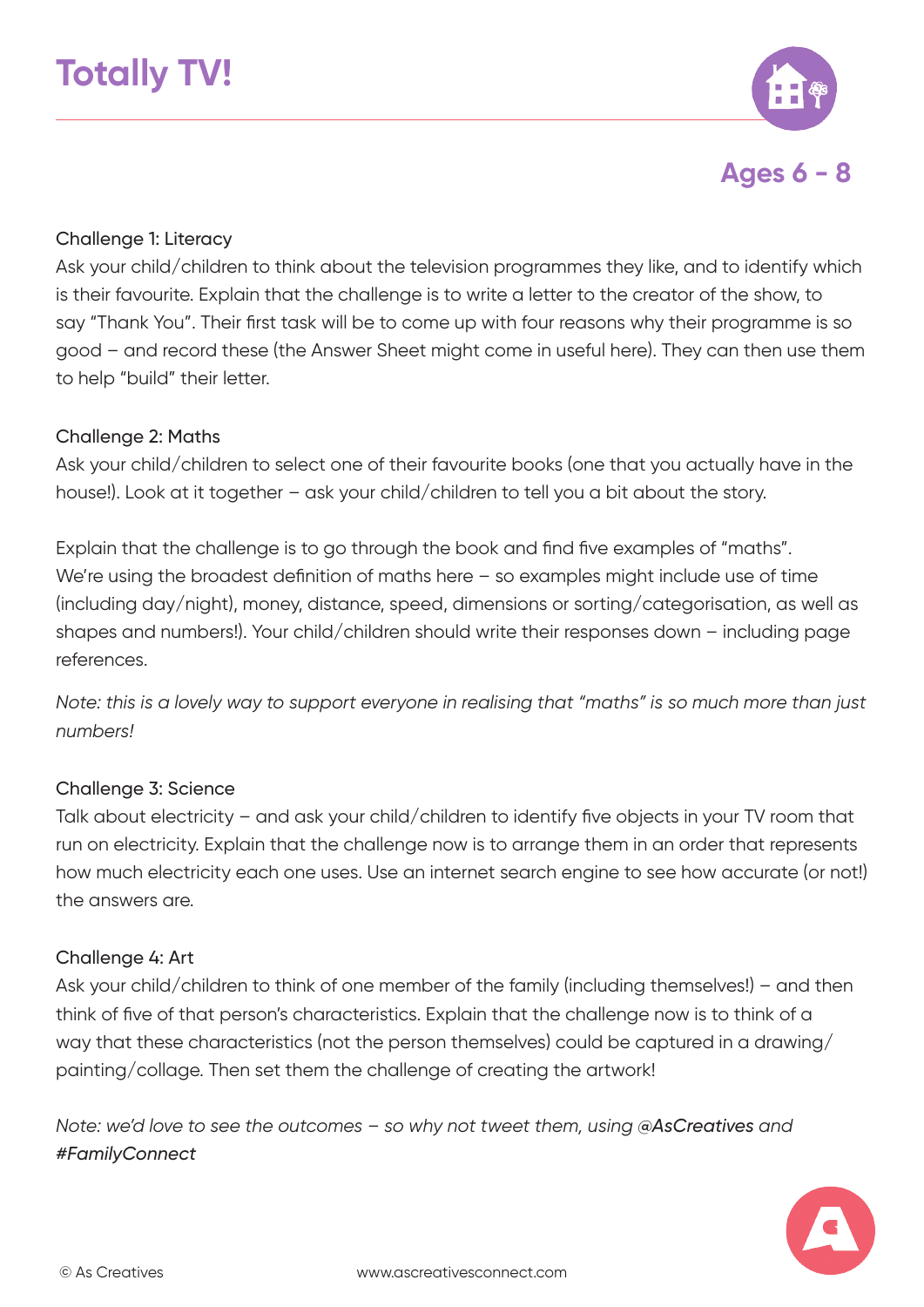# Totally TV!

## Ages 6 - 8

### Challenge 1: Literacy

Ask your child/children to think about the television programmes they like, and to identify which is their favourite. Explain that the challenge is to write a letter to the creator of the show, to say "Thank You". Their first task will be to come up with four reasons why their programme is so good – and record these (the Answer Sheet might come in useful here). They can then use them to help "build" their letter.

### Challenge 2: Maths

Ask your child/children to select one of their favourite books (one that you actually have in the house!). Look at it together – ask your child/children to tell you a bit about the story.

Explain that the challenge is to go through the book and find five examples of "maths". We're using the broadest definition of maths here – so examples might include use of time (including day/night), money, distance, speed, dimensions or sorting/categorisation, as well as shapes and numbers!). Your child/children should write their responses down – including page references.

*Note: this is a lovely way to support everyone in realising that "maths" is so much more than just numbers!*

### Challenge 3: Science

Talk about electricity – and ask your child/children to identify five objects in your TV room that run on electricity. Explain that the challenge now is to arrange them in an order that represents how much electricity each one uses. Use an internet search engine to see how accurate (or not!) the answers are.

### Challenge 4: Art

Ask your child/children to think of one member of the family (including themselves!) – and then think of five of that person's characteristics. Explain that the challenge now is to think of a way that these characteristics (not the person themselves) could be captured in a drawing/painting/collage. Then set them the challenge of creating the artwork!

*Note: we'd love to see the outcomes – so why not tweet them, using **@AsCreatives** and **#FamilyConnect***

© As Creatives www.ascreativesconnect.com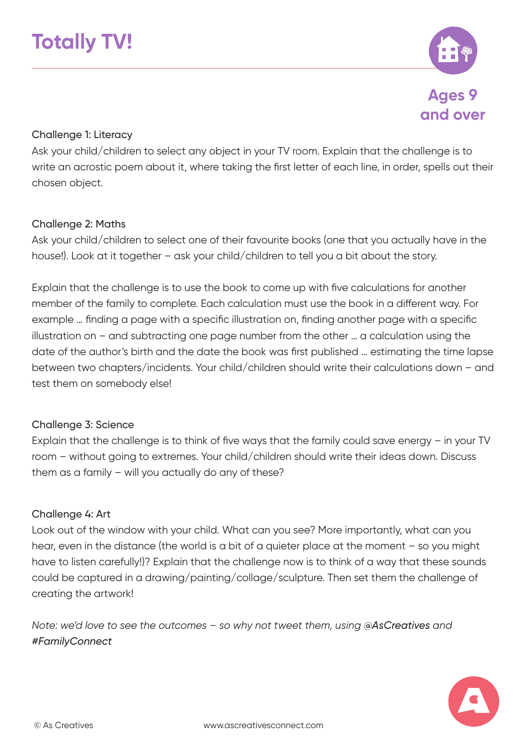# Totally TV!

**Ages 9 and over**

Challenge 1: Literacy

Ask your child/children to select any object in your TV room. Explain that the challenge is to write an acrostic poem about it, where taking the first letter of each line, in order, spells out their chosen object.

Challenge 2: Maths

Ask your child/children to select one of their favourite books (one that you actually have in the house!). Look at it together – ask your child/children to tell you a bit about the story.

Explain that the challenge is to use the book to come up with five calculations for another member of the family to complete. Each calculation must use the book in a different way. For example … finding a page with a specific illustration on, finding another page with a specific illustration on – and subtracting one page number from the other … a calculation using the date of the author's birth and the date the book was first published … estimating the time lapse between two chapters/incidents. Your child/children should write their calculations down – and test them on somebody else!

Challenge 3: Science

Explain that the challenge is to think of five ways that the family could save energy – in your TV room – without going to extremes. Your child/children should write their ideas down. Discuss them as a family – will you actually do any of these?

Challenge 4: Art

Look out of the window with your child. What can you see? More importantly, what can you hear, even in the distance (the world is a bit of a quieter place at the moment – so you might have to listen carefully!)? Explain that the challenge now is to think of a way that these sounds could be captured in a drawing/painting/collage/sculpture. Then set them the challenge of creating the artwork!

*Note: we'd love to see the outcomes – so why not tweet them, using @AsCreatives and #FamilyConnect*

© As Creatives www.ascreativesconnect.com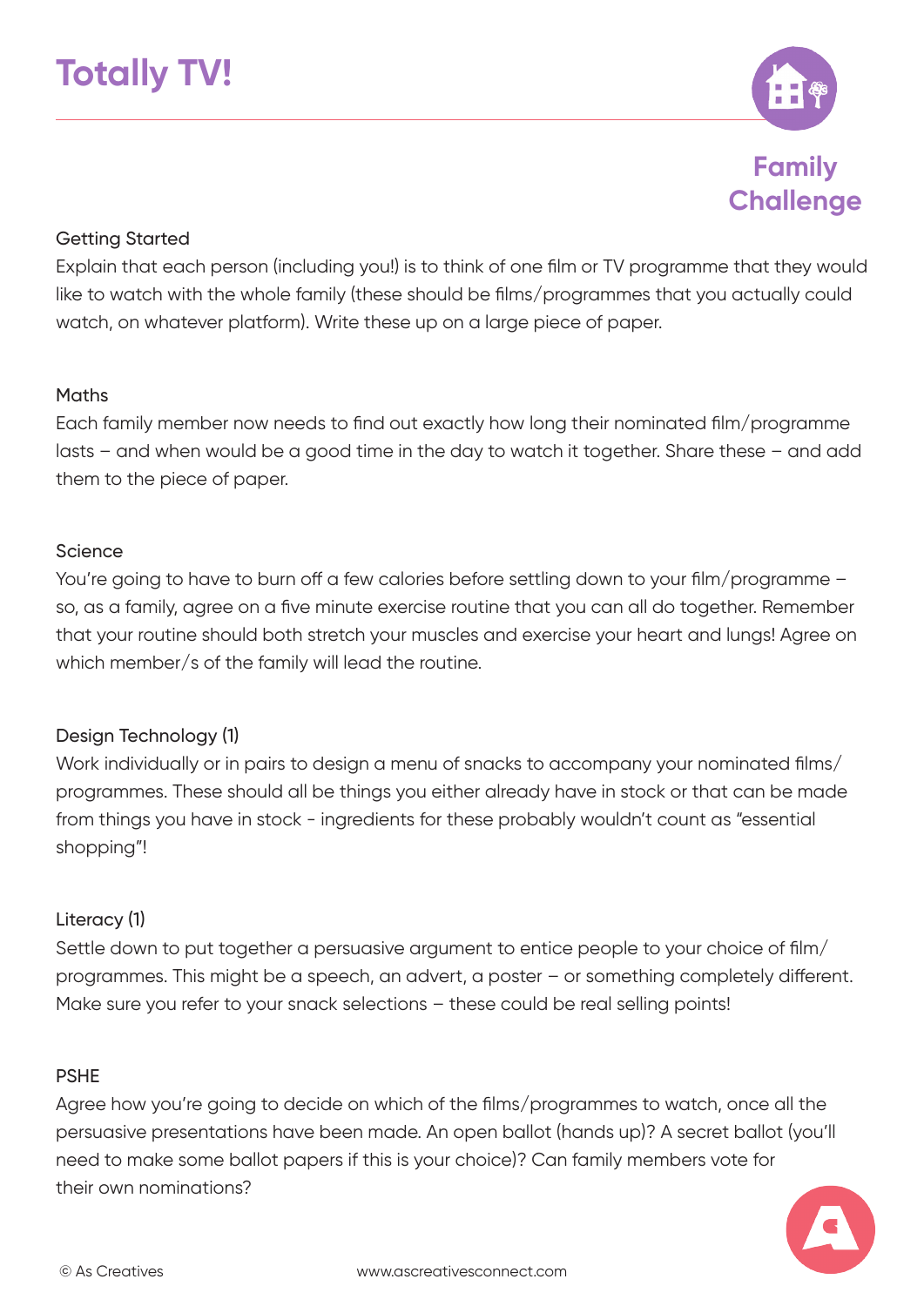# Totally TV!

**Family Challenge**

## Getting Started

Explain that each person (including you!) is to think of one film or TV programme that they would like to watch with the whole family (these should be films/programmes that you actually could watch, on whatever platform). Write these up on a large piece of paper.

## Maths

Each family member now needs to find out exactly how long their nominated film/programme lasts – and when would be a good time in the day to watch it together. Share these – and add them to the piece of paper.

## Science

You're going to have to burn off a few calories before settling down to your film/programme – so, as a family, agree on a five minute exercise routine that you can all do together. Remember that your routine should both stretch your muscles and exercise your heart and lungs! Agree on which member/s of the family will lead the routine.

## Design Technology (1)

Work individually or in pairs to design a menu of snacks to accompany your nominated films/ programmes. These should all be things you either already have in stock or that can be made from things you have in stock - ingredients for these probably wouldn't count as "essential shopping"!

## Literacy (1)

Settle down to put together a persuasive argument to entice people to your choice of film/ programmes. This might be a speech, an advert, a poster – or something completely different. Make sure you refer to your snack selections – these could be real selling points!

## PSHE

Agree how you're going to decide on which of the films/programmes to watch, once all the persuasive presentations have been made. An open ballot (hands up)? A secret ballot (you'll need to make some ballot papers if this is your choice)? Can family members vote for their own nominations?

© As Creatives www.ascreativesconnect.com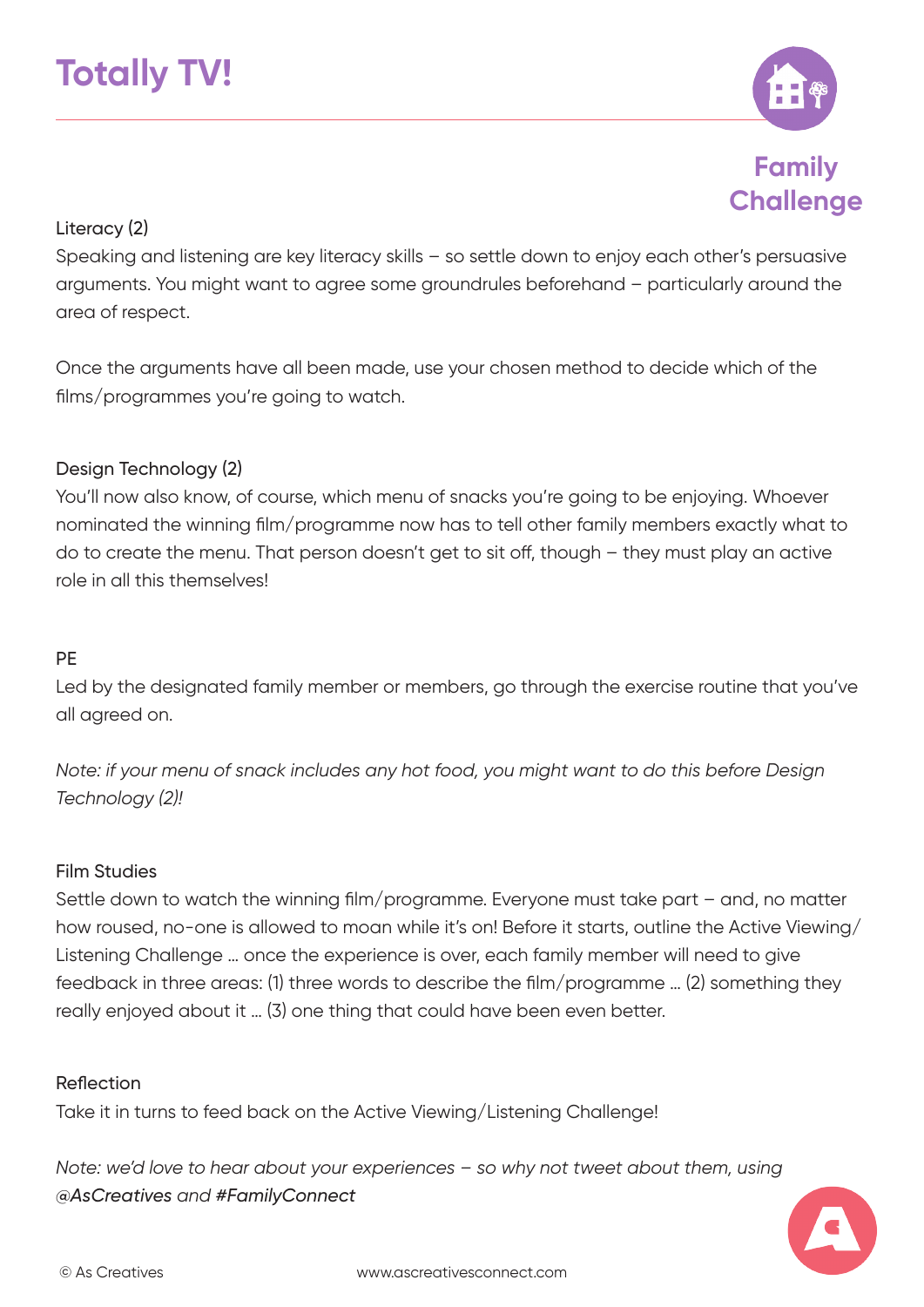# Totally TV!

**Family Challenge**

## Literacy (2)

Speaking and listening are key literacy skills – so settle down to enjoy each other's persuasive arguments. You might want to agree some groundrules beforehand – particularly around the area of respect.

Once the arguments have all been made, use your chosen method to decide which of the films/programmes you're going to watch.

## Design Technology (2)

You'll now also know, of course, which menu of snacks you're going to be enjoying. Whoever nominated the winning film/programme now has to tell other family members exactly what to do to create the menu. That person doesn't get to sit off, though – they must play an active role in all this themselves!

## PE

Led by the designated family member or members, go through the exercise routine that you've all agreed on.

*Note: if your menu of snack includes any hot food, you might want to do this before Design Technology (2)!*

## Film Studies

Settle down to watch the winning film/programme. Everyone must take part – and, no matter how roused, no-one is allowed to moan while it's on! Before it starts, outline the Active Viewing/ Listening Challenge … once the experience is over, each family member will need to give feedback in three areas: (1) three words to describe the film/programme … (2) something they really enjoyed about it … (3) one thing that could have been even better.

## Reflection

Take it in turns to feed back on the Active Viewing/Listening Challenge!

*Note: we'd love to hear about your experiences – so why not tweet about them, using @AsCreatives and #FamilyConnect*

© As Creatives www.ascreativesconnect.com